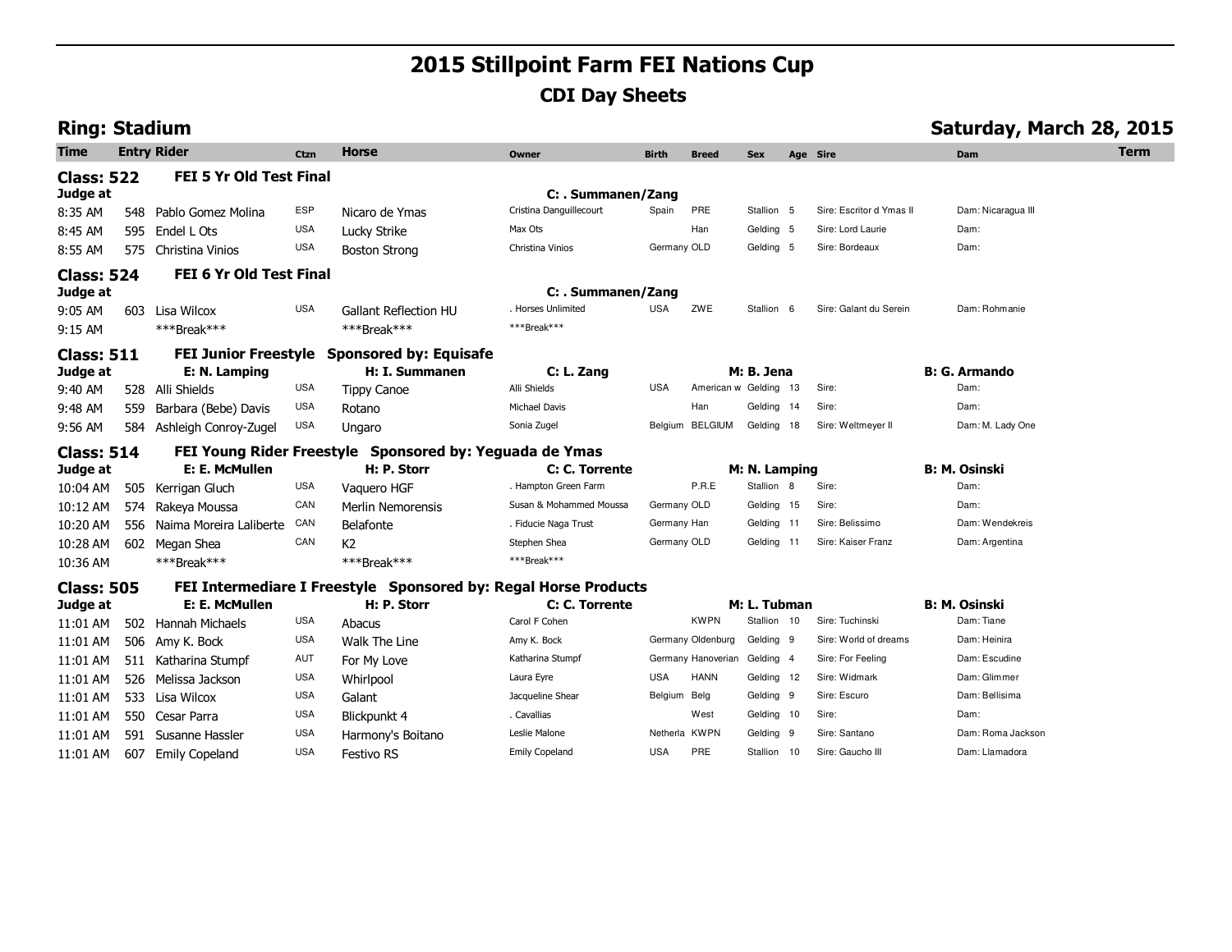# 2015 Stillpoint Farm FEI Nations Cup

## CDI Day Sheets

**Ring: Stadium** — **Saturday, March 28, 2015**

| Time | Entry | Rider | Ctzn | Horse | Owner | Birth | Breed | Sex | Age | Sire | Dam | Term |
|---|---|---|---|---|---|---|---|---|---|---|---|---|
| **Class: 522** | | **FEI 5 Yr Old Test Final** | | | | | | | | | | |
| **Judge at** | | | | | **C: . Summanen/Zang** | | | | | | | |
| 8:35 AM | 548 | Pablo Gomez Molina | ESP | Nicaro de Ymas | Cristina Danguillecourt | Spain | PRE | Stallion | 5 | Sire: Escritor d Ymas II | Dam: Nicaragua III | |
| 8:45 AM | 595 | Endel L Ots | USA | Lucky Strike | Max Ots | | Han | Gelding | 5 | Sire: Lord Laurie | Dam: | |
| 8:55 AM | 575 | Christina Vinios | USA | Boston Strong | Christina Vinios | Germany | OLD | Gelding | 5 | Sire: Bordeaux | Dam: | |
| **Class: 524** | | **FEI 6 Yr Old Test Final** | | | | | | | | | | |
| **Judge at** | | | | | **C: . Summanen/Zang** | | | | | | | |
| 9:05 AM | 603 | Lisa Wilcox | USA | Gallant Reflection HU | . Horses Unlimited | USA | ZWE | Stallion | 6 | Sire: Galant du Serein | Dam: Rohmanie | |
| 9:15 AM | | ***Break*** | | ***Break*** | ***Break*** | | | | | | | |
| **Class: 511** | | **FEI Junior Freestyle** | | **Sponsored by: Equisafe** | | | | | | | | |
| **Judge at** | | **E: N. Lamping** | | **H: I. Summanen** | **C: L. Zang** | | | **M: B. Jena** | | | **B: G. Armando** | |
| 9:40 AM | 528 | Alli Shields | USA | Tippy Canoe | Alli Shields | USA | American w | Gelding | 13 | Sire: | Dam: | |
| 9:48 AM | 559 | Barbara (Bebe) Davis | USA | Rotano | Michael Davis | | Han | Gelding | 14 | Sire: | Dam: | |
| 9:56 AM | 584 | Ashleigh Conroy-Zugel | USA | Ungaro | Sonia Zugel | Belgium | BELGIUM | Gelding | 18 | Sire: Weltmeyer II | Dam: M. Lady One | |
| **Class: 514** | | **FEI Young Rider Freestyle** | | **Sponsored by: Yeguada de Ymas** | | | | | | | | |
| **Judge at** | | **E: E. McMullen** | | **H: P. Storr** | **C: C. Torrente** | | | **M: N. Lamping** | | | **B: M. Osinski** | |
| 10:04 AM | 505 | Kerrigan Gluch | USA | Vaquero HGF | . Hampton Green Farm | | P.R.E | Stallion | 8 | Sire: | Dam: | |
| 10:12 AM | 574 | Rakeya Moussa | CAN | Merlin Nemorensis | Susan & Mohammed Moussa | Germany | OLD | Gelding | 15 | Sire: | Dam: | |
| 10:20 AM | 556 | Naima Moreira Laliberte | CAN | Belafonte | . Fiducie Naga Trust | Germany | Han | Gelding | 11 | Sire: Belissimo | Dam: Wendekreis | |
| 10:28 AM | 602 | Megan Shea | CAN | K2 | Stephen Shea | Germany | OLD | Gelding | 11 | Sire: Kaiser Franz | Dam: Argentina | |
| 10:36 AM | | ***Break*** | | ***Break*** | ***Break*** | | | | | | | |
| **Class: 505** | | **FEI Intermediare I Freestyle** | | **Sponsored by: Regal Horse Products** | | | | | | | | |
| **Judge at** | | **E: E. McMullen** | | **H: P. Storr** | **C: C. Torrente** | | | **M: L. Tubman** | | | **B: M. Osinski** | |
| 11:01 AM | 502 | Hannah Michaels | USA | Abacus | Carol F Cohen | | KWPN | Stallion | 10 | Sire: Tuchinski | Dam: Tiane | |
| 11:01 AM | 506 | Amy K. Bock | USA | Walk The Line | Amy K. Bock | Germany | Oldenburg | Gelding | 9 | Sire: World of dreams | Dam: Heinira | |
| 11:01 AM | 511 | Katharina Stumpf | AUT | For My Love | Katharina Stumpf | Germany | Hanoverian | Gelding | 4 | Sire: For Feeling | Dam: Escudine | |
| 11:01 AM | 526 | Melissa Jackson | USA | Whirlpool | Laura Eyre | USA | HANN | Gelding | 12 | Sire: Widmark | Dam: Glimmer | |
| 11:01 AM | 533 | Lisa Wilcox | USA | Galant | Jacqueline Shear | Belgium | Belg | Gelding | 9 | Sire: Escuro | Dam: Bellisima | |
| 11:01 AM | 550 | Cesar Parra | USA | Blickpunkt 4 | . Cavallias | | West | Gelding | 10 | Sire: | Dam: | |
| 11:01 AM | 591 | Susanne Hassler | USA | Harmony's Boitano | Leslie Malone | Netherla | KWPN | Gelding | 9 | Sire: Santano | Dam: Roma Jackson | |
| 11:01 AM | 607 | Emily Copeland | USA | Festivo RS | Emily Copeland | USA | PRE | Stallion | 10 | Sire: Gaucho III | Dam: Llamadora | |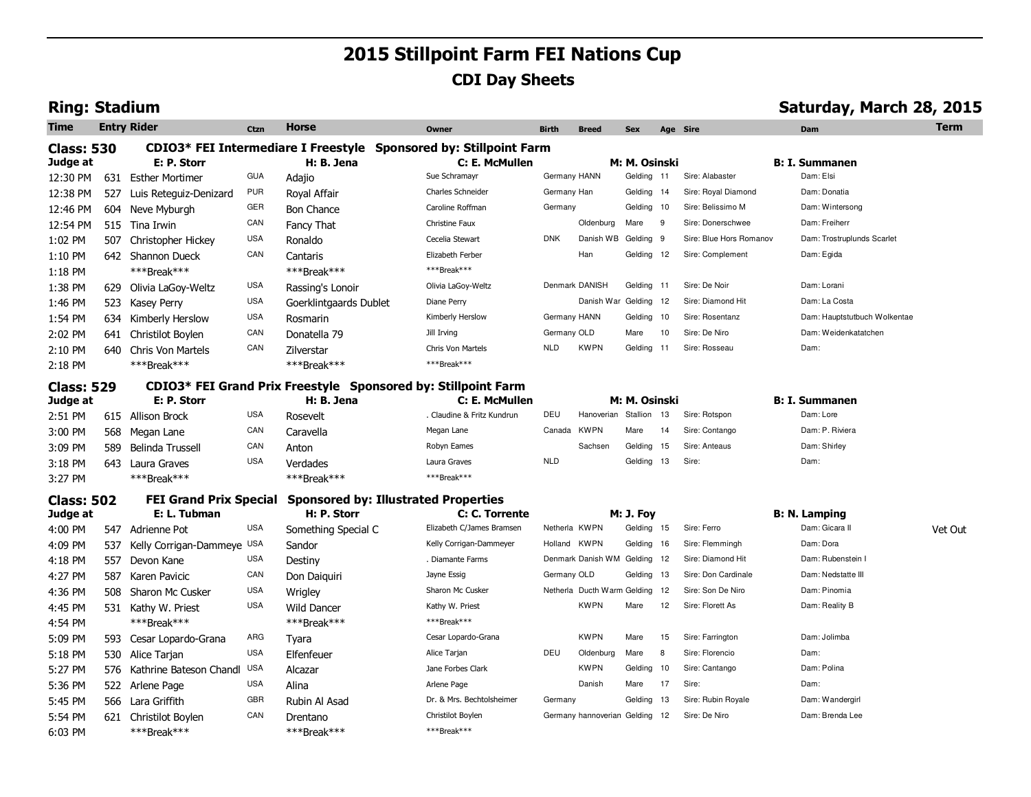# 2015 Stillpoint Farm FEI Nations Cup

## CDI Day Sheets

**Ring: Stadium** | **Saturday, March 28, 2015**

| Time | Entry | Rider | Ctzn | Horse | Owner | Birth | Breed | Sex | Age | Sire | Dam | Term |
|---|---|---|---|---|---|---|---|---|---|---|---|---|
| **Class: 530** | | **CDIO3\* FEI Intermediare I Freestyle** | | **Sponsored by: Stillpoint Farm** | | | | | | | | |
| **Judge at** | | **E: P. Storr** | | **H: B. Jena** | **C: E. McMullen** | | **M: M. Osinski** | | | | **B: I. Summanen** | |
| 12:30 PM | 631 | Esther Mortimer | GUA | Adajio | Sue Schramayr | Germany | HANN | Gelding | 11 | Sire: Alabaster | Dam: Elsi | |
| 12:38 PM | 527 | Luis Reteguiz-Denizard | PUR | Royal Affair | Charles Schneider | Germany | Han | Gelding | 14 | Sire: Royal Diamond | Dam: Donatia | |
| 12:46 PM | 604 | Neve Myburgh | GER | Bon Chance | Caroline Roffman | Germany | | Gelding | 10 | Sire: Belissimo M | Dam: Wintersong | |
| 12:54 PM | 515 | Tina Irwin | CAN | Fancy That | Christine Faux | | Oldenburg | Mare | 9 | Sire: Donerschwee | Dam: Freiherr | |
| 1:02 PM | 507 | Christopher Hickey | USA | Ronaldo | Cecelia Stewart | DNK | Danish WB | Gelding | 9 | Sire: Blue Hors Romanov | Dam: Trostruplunds Scarlet | |
| 1:10 PM | 642 | Shannon Dueck | CAN | Cantaris | Elizabeth Ferber | | Han | Gelding | 12 | Sire: Complement | Dam: Egida | |
| 1:18 PM | | \*\*\*Break\*\*\* | | \*\*\*Break\*\*\* | \*\*\*Break\*\*\* | | | | | | | |
| 1:38 PM | 629 | Olivia LaGoy-Weltz | USA | Rassing's Lonoir | Olivia LaGoy-Weltz | Denmark | DANISH | Gelding | 11 | Sire: De Noir | Dam: Lorani | |
| 1:46 PM | 523 | Kasey Perry | USA | Goerklintgaards Dublet | Diane Perry | | Danish War | Gelding | 12 | Sire: Diamond Hit | Dam: La Costa | |
| 1:54 PM | 634 | Kimberly Herslow | USA | Rosmarin | Kimberly Herslow | Germany | HANN | Gelding | 10 | Sire: Rosentanz | Dam: Hauptstutbuch Wolkentae | |
| 2:02 PM | 641 | Christilot Boylen | CAN | Donatella 79 | Jill Irving | Germany | OLD | Mare | 10 | Sire: De Niro | Dam: Weidenkatatchen | |
| 2:10 PM | 640 | Chris Von Martels | CAN | Zilverstar | Chris Von Martels | NLD | KWPN | Gelding | 11 | Sire: Rosseau | Dam: | |
| 2:18 PM | | \*\*\*Break\*\*\* | | \*\*\*Break\*\*\* | \*\*\*Break\*\*\* | | | | | | | |
| **Class: 529** | | **CDIO3\* FEI Grand Prix Freestyle** | | **Sponsored by: Stillpoint Farm** | | | | | | | | |
| **Judge at** | | **E: P. Storr** | | **H: B. Jena** | **C: E. McMullen** | | **M: M. Osinski** | | | | **B: I. Summanen** | |
| 2:51 PM | 615 | Allison Brock | USA | Rosevelt | . Claudine & Fritz Kundrun | DEU | Hanoverian | Stallion | 13 | Sire: Rotspon | Dam: Lore | |
| 3:00 PM | 568 | Megan Lane | CAN | Caravella | Megan Lane | Canada | KWPN | Mare | 14 | Sire: Contango | Dam: P. Riviera | |
| 3:09 PM | 589 | Belinda Trussell | CAN | Anton | Robyn Eames | | Sachsen | Gelding | 15 | Sire: Anteaus | Dam: Shirley | |
| 3:18 PM | 643 | Laura Graves | USA | Verdades | Laura Graves | NLD | | Gelding | 13 | Sire: | Dam: | |
| 3:27 PM | | \*\*\*Break\*\*\* | | \*\*\*Break\*\*\* | \*\*\*Break\*\*\* | | | | | | | |
| **Class: 502** | | **FEI Grand Prix Special** | | **Sponsored by: Illustrated Properties** | | | | | | | | |
| **Judge at** | | **E: L. Tubman** | | **H: P. Storr** | **C: C. Torrente** | | **M: J. Foy** | | | | **B: N. Lamping** | |
| 4:00 PM | 547 | Adrienne Pot | USA | Something Special C | Elizabeth C/James Bramsen | Netherla | KWPN | Gelding | 15 | Sire: Ferro | Dam: Gicara II | Vet Out |
| 4:09 PM | 537 | Kelly Corrigan-Dammeye | USA | Sandor | Kelly Corrigan-Dammeyer | Holland | KWPN | Gelding | 16 | Sire: Flemmingh | Dam: Dora | |
| 4:18 PM | 557 | Devon Kane | USA | Destiny | . Diamante Farms | Denmark | Danish WM | Gelding | 12 | Sire: Diamond Hit | Dam: Rubenstein I | |
| 4:27 PM | 587 | Karen Pavicic | CAN | Don Daiquiri | Jayne Essig | Germany | OLD | Gelding | 13 | Sire: Don Cardinale | Dam: Nedstatte III | |
| 4:36 PM | 508 | Sharon Mc Cusker | USA | Wrigley | Sharon Mc Cusker | Netherla | Ducth Warm | Gelding | 12 | Sire: Son De Niro | Dam: Pinomia | |
| 4:45 PM | 531 | Kathy W. Priest | USA | Wild Dancer | Kathy W. Priest | | KWPN | Mare | 12 | Sire: Florett As | Dam: Reality B | |
| 4:54 PM | | \*\*\*Break\*\*\* | | \*\*\*Break\*\*\* | \*\*\*Break\*\*\* | | | | | | | |
| 5:09 PM | 593 | Cesar Lopardo-Grana | ARG | Tyara | Cesar Lopardo-Grana | | KWPN | Mare | 15 | Sire: Farrington | Dam: Jolimba | |
| 5:18 PM | 530 | Alice Tarjan | USA | Elfenfeuer | Alice Tarjan | DEU | Oldenburg | Mare | 8 | Sire: Florencio | Dam: | |
| 5:27 PM | 576 | Kathrine Bateson Chandl | USA | Alcazar | Jane Forbes Clark | | KWPN | Gelding | 10 | Sire: Cantango | Dam: Polina | |
| 5:36 PM | 522 | Arlene Page | USA | Alina | Arlene Page | | Danish | Mare | 17 | Sire: | Dam: | |
| 5:45 PM | 566 | Lara Griffith | GBR | Rubin Al Asad | Dr. & Mrs. Bechtolsheimer | Germany | | Gelding | 13 | Sire: Rubin Royale | Dam: Wandergirl | |
| 5:54 PM | 621 | Christilot Boylen | CAN | Drentano | Christilot Boylen | Germany | hannoverian | Gelding | 12 | Sire: De Niro | Dam: Brenda Lee | |
| 6:03 PM | | \*\*\*Break\*\*\* | | \*\*\*Break\*\*\* | \*\*\*Break\*\*\* | | | | | | | |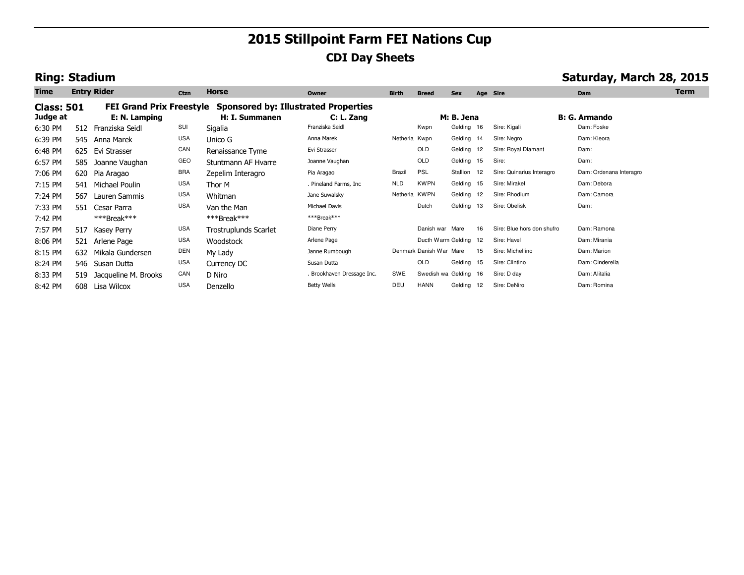# 2015 Stillpoint Farm FEI Nations Cup

## CDI Day Sheets

### Ring: Stadium

### Saturday, March 28, 2015

| Time | Entry | Rider | Ctzn | Horse | Owner | Birth | Breed | Sex | Age | Sire | Dam | Term |
|---|---|---|---|---|---|---|---|---|---|---|---|---|
| **Class: 501** | | **FEI Grand Prix Freestyle** | | **Sponsored by: Illustrated Properties** | | | | | | | | |
| **Judge at** | | **E: N. Lamping** | | **H: I. Summanen** | **C: L. Zang** | | | **M: B. Jena** | | | **B: G. Armando** | |
| 6:30 PM | 512 | Franziska Seidl | SUI | Sigalia | Franziska Seidl | | Kwpn | Gelding | 16 | Sire: Kigali | Dam: Foske | |
| 6:39 PM | 545 | Anna Marek | USA | Unico G | Anna Marek | Netherla | Kwpn | Gelding | 14 | Sire: Negro | Dam: Kleora | |
| 6:48 PM | 625 | Evi Strasser | CAN | Renaissance Tyme | Evi Strasser | | OLD | Gelding | 12 | Sire: Royal Diamant | Dam: | |
| 6:57 PM | 585 | Joanne Vaughan | GEO | Stuntmann AF Hvarre | Joanne Vaughan | | OLD | Gelding | 15 | Sire: | Dam: | |
| 7:06 PM | 620 | Pia Aragao | BRA | Zepelim Interagro | Pia Aragao | Brazil | PSL | Stallion | 12 | Sire: Quinarius Interagro | Dam: Ordenana Interagro | |
| 7:15 PM | 541 | Michael Poulin | USA | Thor M | . Pineland Farms, Inc | NLD | KWPN | Gelding | 15 | Sire: Mirakel | Dam: Debora | |
| 7:24 PM | 567 | Lauren Sammis | USA | Whitman | Jane Suwalsky | Netherla | KWPN | Gelding | 12 | Sire: Rhodium | Dam: Camora | |
| 7:33 PM | 551 | Cesar Parra | USA | Van the Man | Michael Davis | | Dutch | Gelding | 13 | Sire: Obelisk | Dam: | |
| 7:42 PM | | ***Break*** | | ***Break*** | ***Break*** | | | | | | | |
| 7:57 PM | 517 | Kasey Perry | USA | Trostruplunds Scarlet | Diane Perry | | Danish war | Mare | 16 | Sire: Blue hors don shufro | Dam: Ramona | |
| 8:06 PM | 521 | Arlene Page | USA | Woodstock | Arlene Page | | Ducth Warm | Gelding | 12 | Sire: Havel | Dam: Mirania | |
| 8:15 PM | 632 | Mikala Gundersen | DEN | My Lady | Janne Rumbough | Denmark | Danish War | Mare | 15 | Sire: Michellino | Dam: Marion | |
| 8:24 PM | 546 | Susan Dutta | USA | Currency DC | Susan Dutta | | OLD | Gelding | 15 | Sire: Clintino | Dam: Cinderella | |
| 8:33 PM | 519 | Jacqueline M. Brooks | CAN | D Niro | . Brookhaven Dressage Inc. | SWE | Swedish wa | Gelding | 16 | Sire: D day | Dam: Alitalia | |
| 8:42 PM | 608 | Lisa Wilcox | USA | Denzello | Betty Wells | DEU | HANN | Gelding | 12 | Sire: DeNiro | Dam: Romina | |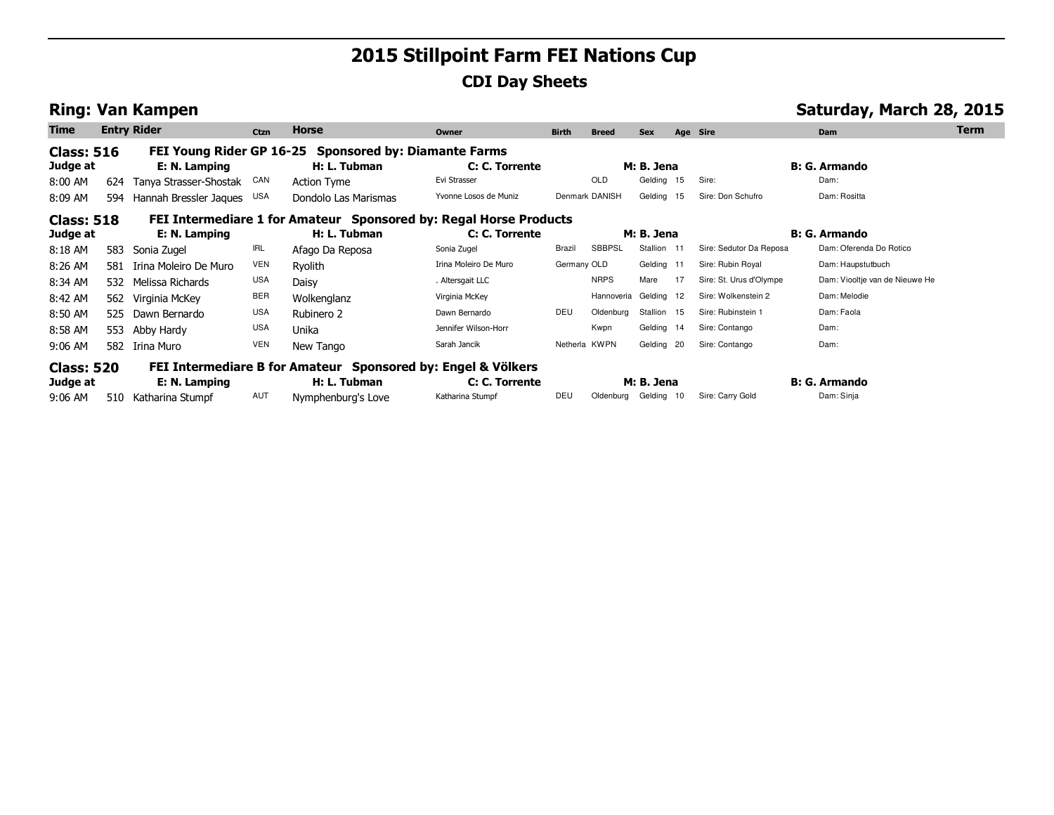# 2015 Stillpoint Farm FEI Nations Cup

## CDI Day Sheets

### Ring: Van Kampen

**Saturday, March 28, 2015**

| Time | Entry | Rider | Ctzn | Horse | Owner | Birth | Breed | Sex | Age | Sire | Dam | Term |
|---|---|---|---|---|---|---|---|---|---|---|---|---|
| **Class: 516** | | **FEI Young Rider GP 16-25 Sponsored by: Diamante Farms** | | | | | | | | | | |
| **Judge at** | | **E: N. Lamping** | | **H: L. Tubman** | **C: C. Torrente** | | | **M: B. Jena** | | | **B: G. Armando** | |
| 8:00 AM | 624 | Tanya Strasser-Shostak | CAN | Action Tyme | Evi Strasser | | OLD | Gelding | 15 | Sire: | Dam: | |
| 8:09 AM | 594 | Hannah Bressler Jaques | USA | Dondolo Las Marismas | Yvonne Losos de Muniz | Denmark | DANISH | Gelding | 15 | Sire: Don Schufro | Dam: Rositta | |
| **Class: 518** | | **FEI Intermediare 1 for Amateur Sponsored by: Regal Horse Products** | | | | | | | | | | |
| **Judge at** | | **E: N. Lamping** | | **H: L. Tubman** | **C: C. Torrente** | | | **M: B. Jena** | | | **B: G. Armando** | |
| 8:18 AM | 583 | Sonia Zugel | IRL | Afago Da Reposa | Sonia Zugel | Brazil | SBBPSL | Stallion | 11 | Sire: Sedutor Da Reposa | Dam: Oferenda Do Rotico | |
| 8:26 AM | 581 | Irina Moleiro De Muro | VEN | Ryolith | Irina Moleiro De Muro | Germany | OLD | Gelding | 11 | Sire: Rubin Royal | Dam: Haupstutbuch | |
| 8:34 AM | 532 | Melissa Richards | USA | Daisy | . Altersgait LLC | | NRPS | Mare | 17 | Sire: St. Urus d'Olympe | Dam: Viooltje van de Nieuwe He | |
| 8:42 AM | 562 | Virginia McKey | BER | Wolkenglanz | Virginia McKey | | Hannoveria | Gelding | 12 | Sire: Wolkenstein 2 | Dam: Melodie | |
| 8:50 AM | 525 | Dawn Bernardo | USA | Rubinero 2 | Dawn Bernardo | DEU | Oldenburg | Stallion | 15 | Sire: Rubinstein 1 | Dam: Faola | |
| 8:58 AM | 553 | Abby Hardy | USA | Unika | Jennifer Wilson-Horr | | Kwpn | Gelding | 14 | Sire: Contango | Dam: | |
| 9:06 AM | 582 | Irina Muro | VEN | New Tango | Sarah Jancik | Netherla | KWPN | Gelding | 20 | Sire: Contango | Dam: | |
| **Class: 520** | | **FEI Intermediare B for Amateur Sponsored by: Engel & Völkers** | | | | | | | | | | |
| **Judge at** | | **E: N. Lamping** | | **H: L. Tubman** | **C: C. Torrente** | | | **M: B. Jena** | | | **B: G. Armando** | |
| 9:06 AM | 510 | Katharina Stumpf | AUT | Nymphenburg's Love | Katharina Stumpf | DEU | Oldenburg | Gelding | 10 | Sire: Carry Gold | Dam: Sinja | |